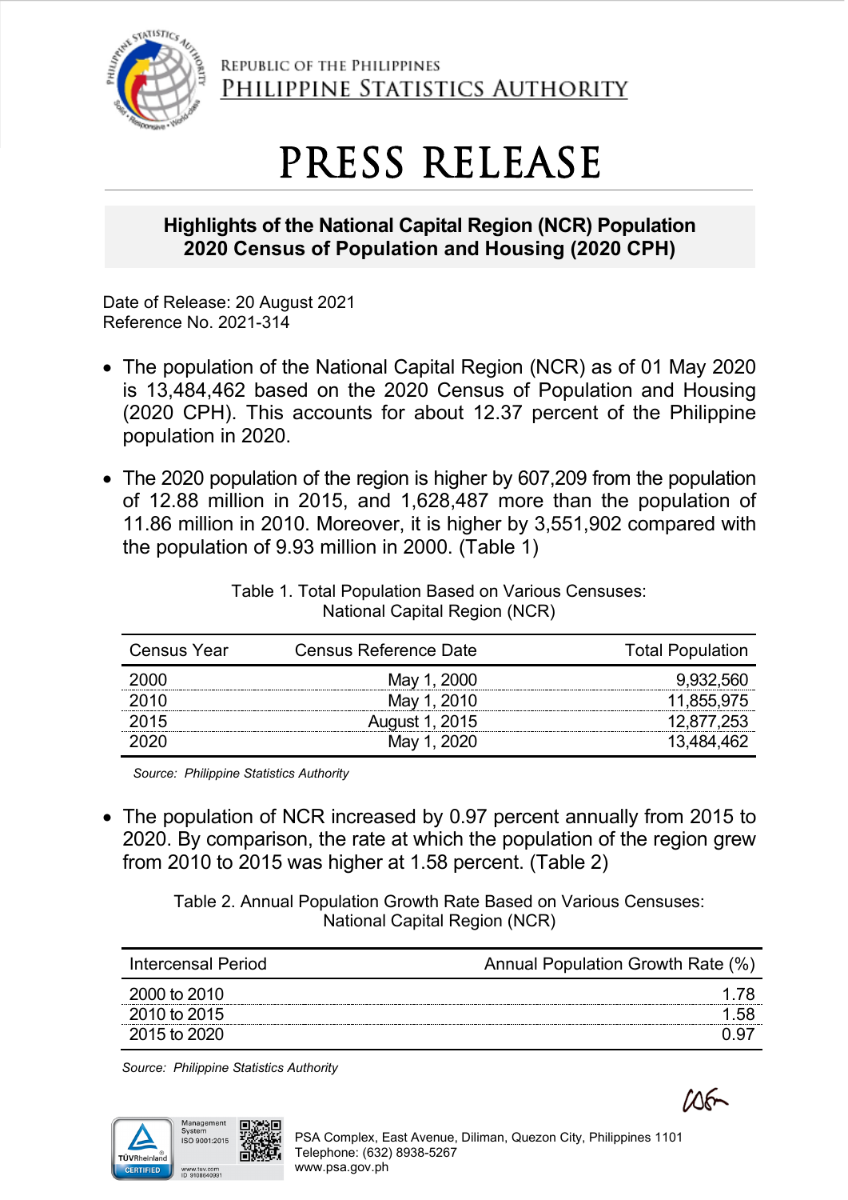REPUBLIC OF THE PHILIPPINES

PHILIPPINE STATISTICS AUTHORITY

# PRESS RELEASE

## Highlights of the National Capital Region (NCR) Population 2020 Census of Population and Housing (2020 CPH)

Date of Release: 20 August 2021

Reference No. 2021-314

- The population of the National Capital Region (NCR) as of 01 May 2020 is 13,484,462 based on the 2020 Census of Population and Housing (2020 CPH). This accounts for about 12.37 percent of the Philippine population in 2020.

- The 2020 population of the region is higher by 607,209 from the population of 12.88 million in 2015, and 1,628,487 more than the population of 11.86 million in 2010. Moreover, it is higher by 3,551,902 compared with the population of 9.93 million in 2000. (Table 1)

Table 1. Total Population Based on Various Censuses: National Capital Region (NCR)

| Census Year | Census Reference Date | Total Population |
|---|---|---|
| 2000 | May 1, 2000 | 9,932,560 |
| 2010 | May 1, 2010 | 11,855,975 |
| 2015 | August 1, 2015 | 12,877,253 |
| 2020 | May 1, 2020 | 13,484,462 |

*Source: Philippine Statistics Authority*

- The population of NCR increased by 0.97 percent annually from 2015 to 2020. By comparison, the rate at which the population of the region grew from 2010 to 2015 was higher at 1.58 percent. (Table 2)

Table 2. Annual Population Growth Rate Based on Various Censuses: National Capital Region (NCR)

| Intercensal Period | Annual Population Growth Rate (%) |
|---|---|
| 2000 to 2010 | 1.78 |
| 2010 to 2015 | 1.58 |
| 2015 to 2020 | 0.97 |

*Source: Philippine Statistics Authority*

PSA Complex, East Avenue, Diliman, Quezon City, Philippines 1101

Telephone: (632) 8938-5267

www.psa.gov.ph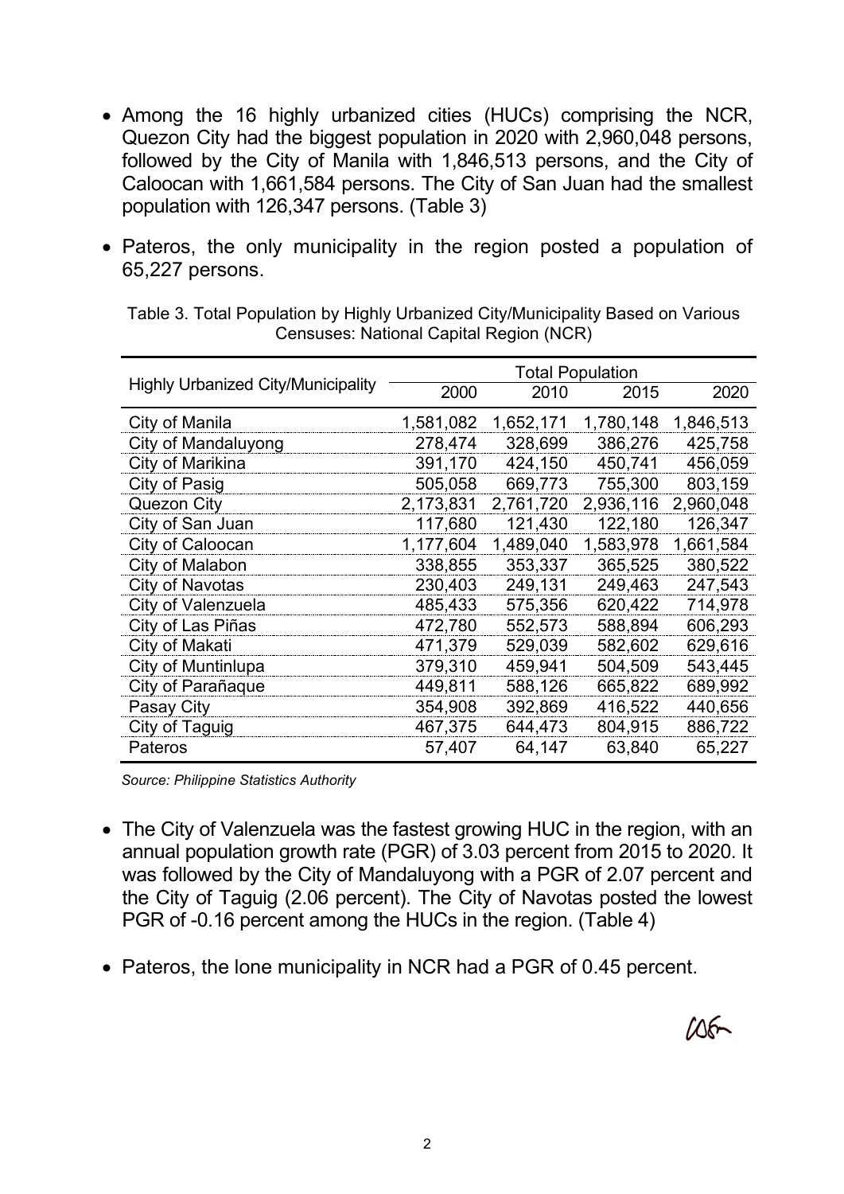- Among the 16 highly urbanized cities (HUCs) comprising the NCR, Quezon City had the biggest population in 2020 with 2,960,048 persons, followed by the City of Manila with 1,846,513 persons, and the City of Caloocan with 1,661,584 persons. The City of San Juan had the smallest population with 126,347 persons. (Table 3)

- Pateros, the only municipality in the region posted a population of 65,227 persons.

Table 3. Total Population by Highly Urbanized City/Municipality Based on Various Censuses: National Capital Region (NCR)

| Highly Urbanized City/Municipality | Total Population | | | |
|---|---|---|---|---|
| | 2000 | 2010 | 2015 | 2020 |
| City of Manila | 1,581,082 | 1,652,171 | 1,780,148 | 1,846,513 |
| City of Mandaluyong | 278,474 | 328,699 | 386,276 | 425,758 |
| City of Marikina | 391,170 | 424,150 | 450,741 | 456,059 |
| City of Pasig | 505,058 | 669,773 | 755,300 | 803,159 |
| Quezon City | 2,173,831 | 2,761,720 | 2,936,116 | 2,960,048 |
| City of San Juan | 117,680 | 121,430 | 122,180 | 126,347 |
| City of Caloocan | 1,177,604 | 1,489,040 | 1,583,978 | 1,661,584 |
| City of Malabon | 338,855 | 353,337 | 365,525 | 380,522 |
| City of Navotas | 230,403 | 249,131 | 249,463 | 247,543 |
| City of Valenzuela | 485,433 | 575,356 | 620,422 | 714,978 |
| City of Las Piñas | 472,780 | 552,573 | 588,894 | 606,293 |
| City of Makati | 471,379 | 529,039 | 582,602 | 629,616 |
| City of Muntinlupa | 379,310 | 459,941 | 504,509 | 543,445 |
| City of Parañaque | 449,811 | 588,126 | 665,822 | 689,992 |
| Pasay City | 354,908 | 392,869 | 416,522 | 440,656 |
| City of Taguig | 467,375 | 644,473 | 804,915 | 886,722 |
| Pateros | 57,407 | 64,147 | 63,840 | 65,227 |

*Source: Philippine Statistics Authority*

- The City of Valenzuela was the fastest growing HUC in the region, with an annual population growth rate (PGR) of 3.03 percent from 2015 to 2020. It was followed by the City of Mandaluyong with a PGR of 2.07 percent and the City of Taguig (2.06 percent). The City of Navotas posted the lowest PGR of -0.16 percent among the HUCs in the region. (Table 4)

- Pateros, the lone municipality in NCR had a PGR of 0.45 percent.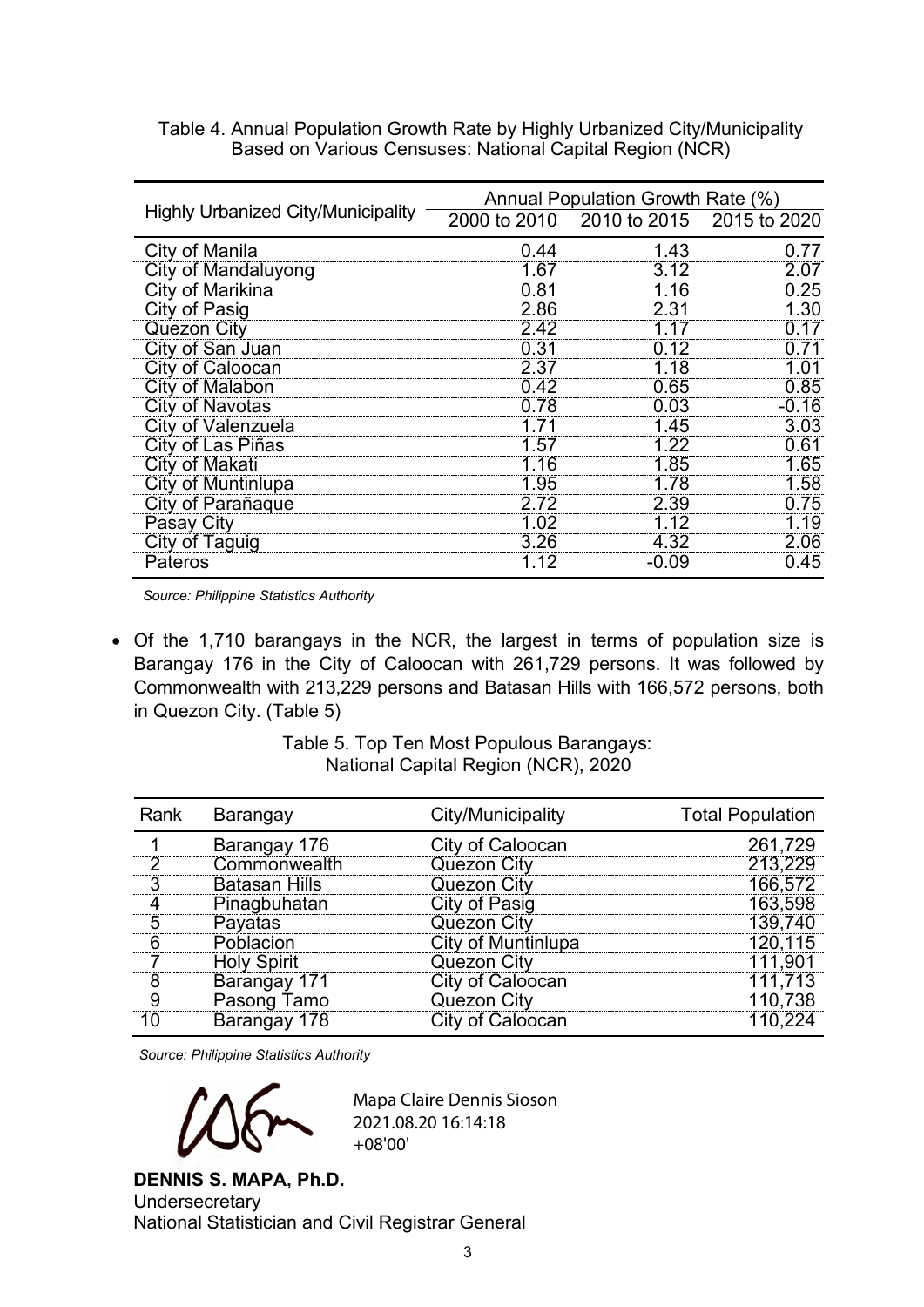Table 4. Annual Population Growth Rate by Highly Urbanized City/Municipality Based on Various Censuses: National Capital Region (NCR)

| Highly Urbanized City/Municipality | Annual Population Growth Rate (%) | | |
|---|---|---|---|
| | 2000 to 2010 | 2010 to 2015 | 2015 to 2020 |
| City of Manila | 0.44 | 1.43 | 0.77 |
| City of Mandaluyong | 1.67 | 3.12 | 2.07 |
| City of Marikina | 0.81 | 1.16 | 0.25 |
| City of Pasig | 2.86 | 2.31 | 1.30 |
| Quezon City | 2.42 | 1.17 | 0.17 |
| City of San Juan | 0.31 | 0.12 | 0.71 |
| City of Caloocan | 2.37 | 1.18 | 1.01 |
| City of Malabon | 0.42 | 0.65 | 0.85 |
| City of Navotas | 0.78 | 0.03 | -0.16 |
| City of Valenzuela | 1.71 | 1.45 | 3.03 |
| City of Las Piñas | 1.57 | 1.22 | 0.61 |
| City of Makati | 1.16 | 1.85 | 1.65 |
| City of Muntinlupa | 1.95 | 1.78 | 1.58 |
| City of Parañaque | 2.72 | 2.39 | 0.75 |
| Pasay City | 1.02 | 1.12 | 1.19 |
| City of Taguig | 3.26 | 4.32 | 2.06 |
| Pateros | 1.12 | -0.09 | 0.45 |

*Source: Philippine Statistics Authority*

- Of the 1,710 barangays in the NCR, the largest in terms of population size is Barangay 176 in the City of Caloocan with 261,729 persons. It was followed by Commonwealth with 213,229 persons and Batasan Hills with 166,572 persons, both in Quezon City. (Table 5)

Table 5. Top Ten Most Populous Barangays: National Capital Region (NCR), 2020

| Rank | Barangay | City/Municipality | Total Population |
|---|---|---|---|
| 1 | Barangay 176 | City of Caloocan | 261,729 |
| 2 | Commonwealth | Quezon City | 213,229 |
| 3 | Batasan Hills | Quezon City | 166,572 |
| 4 | Pinagbuhatan | City of Pasig | 163,598 |
| 5 | Payatas | Quezon City | 139,740 |
| 6 | Poblacion | City of Muntinlupa | 120,115 |
| 7 | Holy Spirit | Quezon City | 111,901 |
| 8 | Barangay 171 | City of Caloocan | 111,713 |
| 9 | Pasong Tamo | Quezon City | 110,738 |
| 10 | Barangay 178 | City of Caloocan | 110,224 |

*Source: Philippine Statistics Authority*

Mapa Claire Dennis Sioson
2021.08.20 16:14:18
+08'00'

**DENNIS S. MAPA, Ph.D.**
Undersecretary
National Statistician and Civil Registrar General